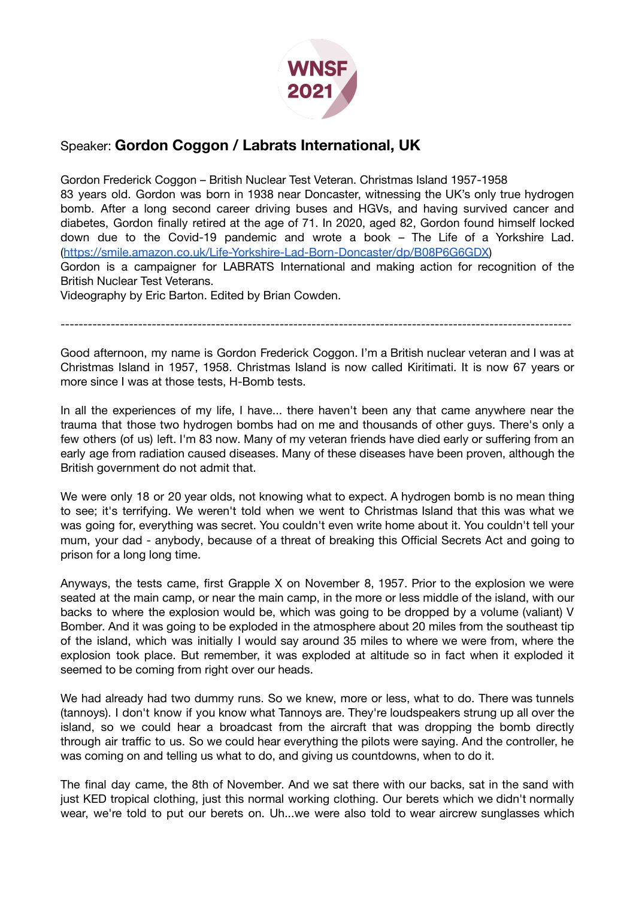WNSF 2021

## Speaker: **Gordon Coggon / Labrats International, UK**

Gordon Frederick Coggon – British Nuclear Test Veteran. Christmas Island 1957-1958
83 years old. Gordon was born in 1938 near Doncaster, witnessing the UK's only true hydrogen bomb. After a long second career driving buses and HGVs, and having survived cancer and diabetes, Gordon finally retired at the age of 71. In 2020, aged 82, Gordon found himself locked down due to the Covid-19 pandemic and wrote a book – The Life of a Yorkshire Lad. (https://smile.amazon.co.uk/Life-Yorkshire-Lad-Born-Doncaster/dp/B08P6G6GDX)
Gordon is a campaigner for LABRATS International and making action for recognition of the British Nuclear Test Veterans.
Videography by Eric Barton. Edited by Brian Cowden.

---

Good afternoon, my name is Gordon Frederick Coggon. I'm a British nuclear veteran and I was at Christmas Island in 1957, 1958. Christmas Island is now called Kiritimati. It is now 67 years or more since I was at those tests, H-Bomb tests.

In all the experiences of my life, I have... there haven't been any that came anywhere near the trauma that those two hydrogen bombs had on me and thousands of other guys. There's only a few others (of us) left. I'm 83 now. Many of my veteran friends have died early or suffering from an early age from radiation caused diseases. Many of these diseases have been proven, although the British government do not admit that.

We were only 18 or 20 year olds, not knowing what to expect. A hydrogen bomb is no mean thing to see; it's terrifying. We weren't told when we went to Christmas Island that this was what we was going for, everything was secret. You couldn't even write home about it. You couldn't tell your mum, your dad - anybody, because of a threat of breaking this Official Secrets Act and going to prison for a long long time.

Anyways, the tests came, first Grapple X on November 8, 1957. Prior to the explosion we were seated at the main camp, or near the main camp, in the more or less middle of the island, with our backs to where the explosion would be, which was going to be dropped by a volume (valiant) V Bomber. And it was going to be exploded in the atmosphere about 20 miles from the southeast tip of the island, which was initially I would say around 35 miles to where we were from, where the explosion took place. But remember, it was exploded at altitude so in fact when it exploded it seemed to be coming from right over our heads.

We had already had two dummy runs. So we knew, more or less, what to do. There was tunnels (tannoys). I don't know if you know what Tannoys are. They're loudspeakers strung up all over the island, so we could hear a broadcast from the aircraft that was dropping the bomb directly through air traffic to us. So we could hear everything the pilots were saying. And the controller, he was coming on and telling us what to do, and giving us countdowns, when to do it.

The final day came, the 8th of November. And we sat there with our backs, sat in the sand with just KED tropical clothing, just this normal working clothing. Our berets which we didn't normally wear, we're told to put our berets on. Uh...we were also told to wear aircrew sunglasses which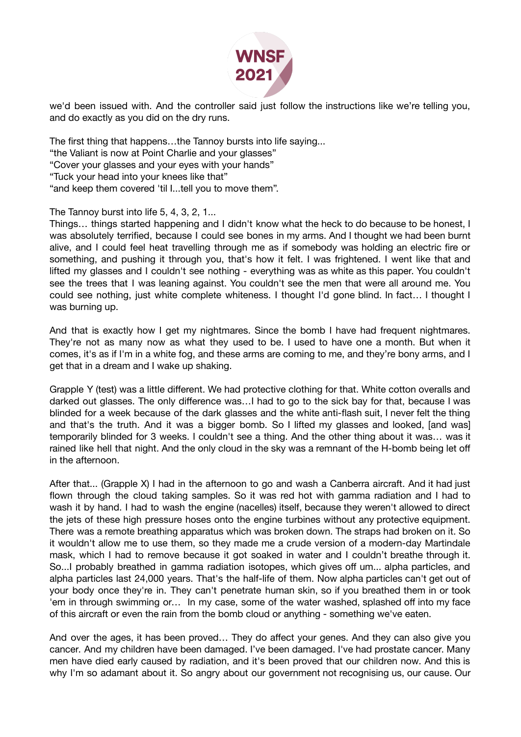we'd been issued with. And the controller said just follow the instructions like we're telling you, and do exactly as you did on the dry runs.

The first thing that happens…the Tannoy bursts into life saying...
"the Valiant is now at Point Charlie and your glasses"
"Cover your glasses and your eyes with your hands"
"Tuck your head into your knees like that"
"and keep them covered 'til I...tell you to move them".

The Tannoy burst into life 5, 4, 3, 2, 1...
Things… things started happening and I didn't know what the heck to do because to be honest, I was absolutely terrified, because I could see bones in my arms. And I thought we had been burnt alive, and I could feel heat travelling through me as if somebody was holding an electric fire or something, and pushing it through you, that's how it felt. I was frightened. I went like that and lifted my glasses and I couldn't see nothing - everything was as white as this paper. You couldn't see the trees that I was leaning against. You couldn't see the men that were all around me. You could see nothing, just white complete whiteness. I thought I'd gone blind. In fact… I thought I was burning up.

And that is exactly how I get my nightmares. Since the bomb I have had frequent nightmares. They're not as many now as what they used to be. I used to have one a month. But when it comes, it's as if I'm in a white fog, and these arms are coming to me, and they're bony arms, and I get that in a dream and I wake up shaking.

Grapple Y (test) was a little different. We had protective clothing for that. White cotton overalls and darked out glasses. The only difference was…I had to go to the sick bay for that, because I was blinded for a week because of the dark glasses and the white anti-flash suit, I never felt the thing and that's the truth. And it was a bigger bomb. So I lifted my glasses and looked, [and was] temporarily blinded for 3 weeks. I couldn't see a thing. And the other thing about it was… was it rained like hell that night. And the only cloud in the sky was a remnant of the H-bomb being let off in the afternoon.

After that... (Grapple X) I had in the afternoon to go and wash a Canberra aircraft. And it had just flown through the cloud taking samples. So it was red hot with gamma radiation and I had to wash it by hand. I had to wash the engine (nacelles) itself, because they weren't allowed to direct the jets of these high pressure hoses onto the engine turbines without any protective equipment. There was a remote breathing apparatus which was broken down. The straps had broken on it. So it wouldn't allow me to use them, so they made me a crude version of a modern-day Martindale mask, which I had to remove because it got soaked in water and I couldn't breathe through it. So...I probably breathed in gamma radiation isotopes, which gives off um... alpha particles, and alpha particles last 24,000 years. That's the half-life of them. Now alpha particles can't get out of your body once they're in. They can't penetrate human skin, so if you breathed them in or took 'em in through swimming or… In my case, some of the water washed, splashed off into my face of this aircraft or even the rain from the bomb cloud or anything - something we've eaten.

And over the ages, it has been proved… They do affect your genes. And they can also give you cancer. And my children have been damaged. I've been damaged. I've had prostate cancer. Many men have died early caused by radiation, and it's been proved that our children now. And this is why I'm so adamant about it. So angry about our government not recognising us, our cause. Our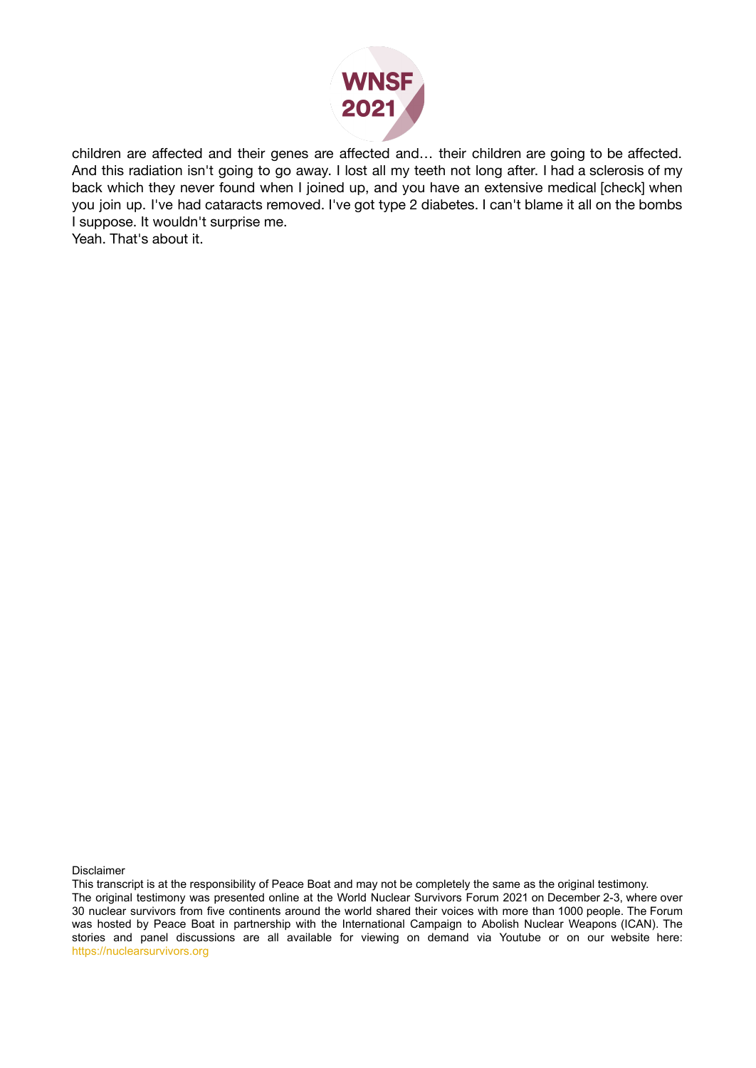children are affected and their genes are affected and… their children are going to be affected. And this radiation isn't going to go away. I lost all my teeth not long after. I had a sclerosis of my back which they never found when I joined up, and you have an extensive medical [check] when you join up. I've had cataracts removed. I've got type 2 diabetes. I can't blame it all on the bombs I suppose. It wouldn't surprise me.

Yeah. That's about it.

Disclaimer

This transcript is at the responsibility of Peace Boat and may not be completely the same as the original testimony. The original testimony was presented online at the World Nuclear Survivors Forum 2021 on December 2-3, where over 30 nuclear survivors from five continents around the world shared their voices with more than 1000 people. The Forum was hosted by Peace Boat in partnership with the International Campaign to Abolish Nuclear Weapons (ICAN). The stories and panel discussions are all available for viewing on demand via Youtube or on our website here: https://nuclearsurvivors.org